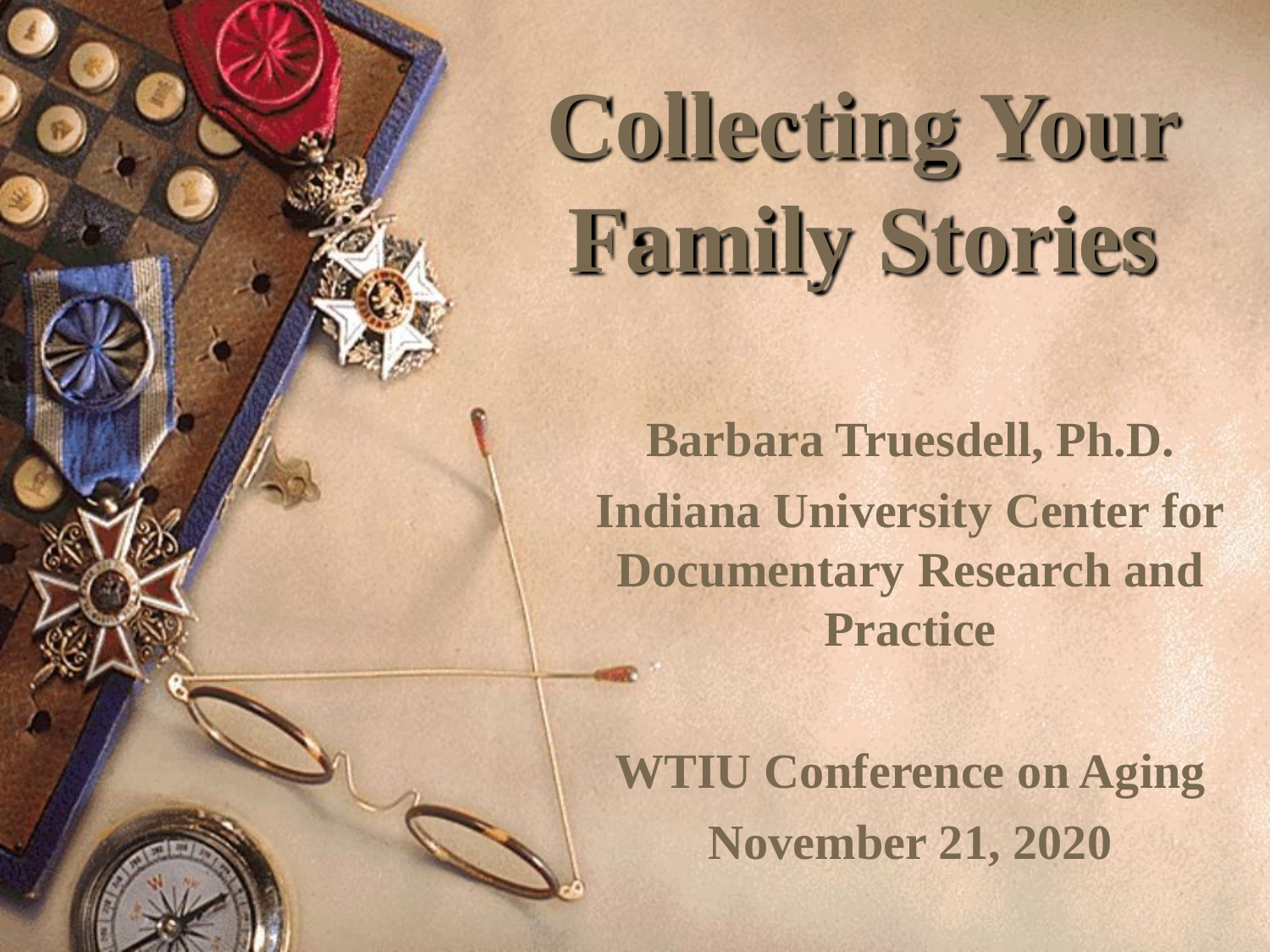# Collecting Your Family Stories

**Barbara Truesdell, Ph.D.**

**Indiana University Center for Documentary Research and Practice**

**WTIU Conference on Aging**

**November 21, 2020**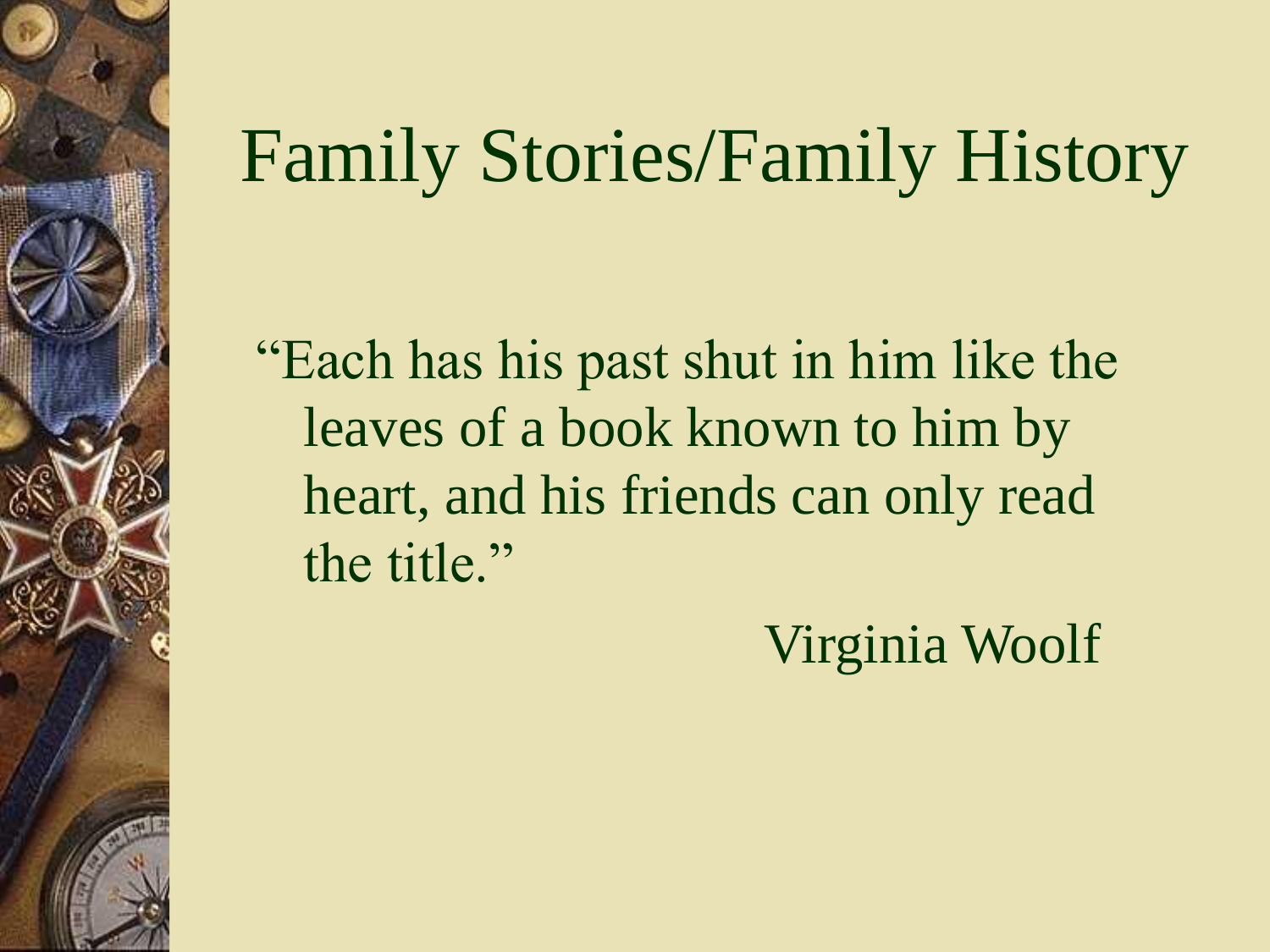# Family Stories/Family History

"Each has his past shut in him like the leaves of a book known to him by heart, and his friends can only read the title."

Virginia Woolf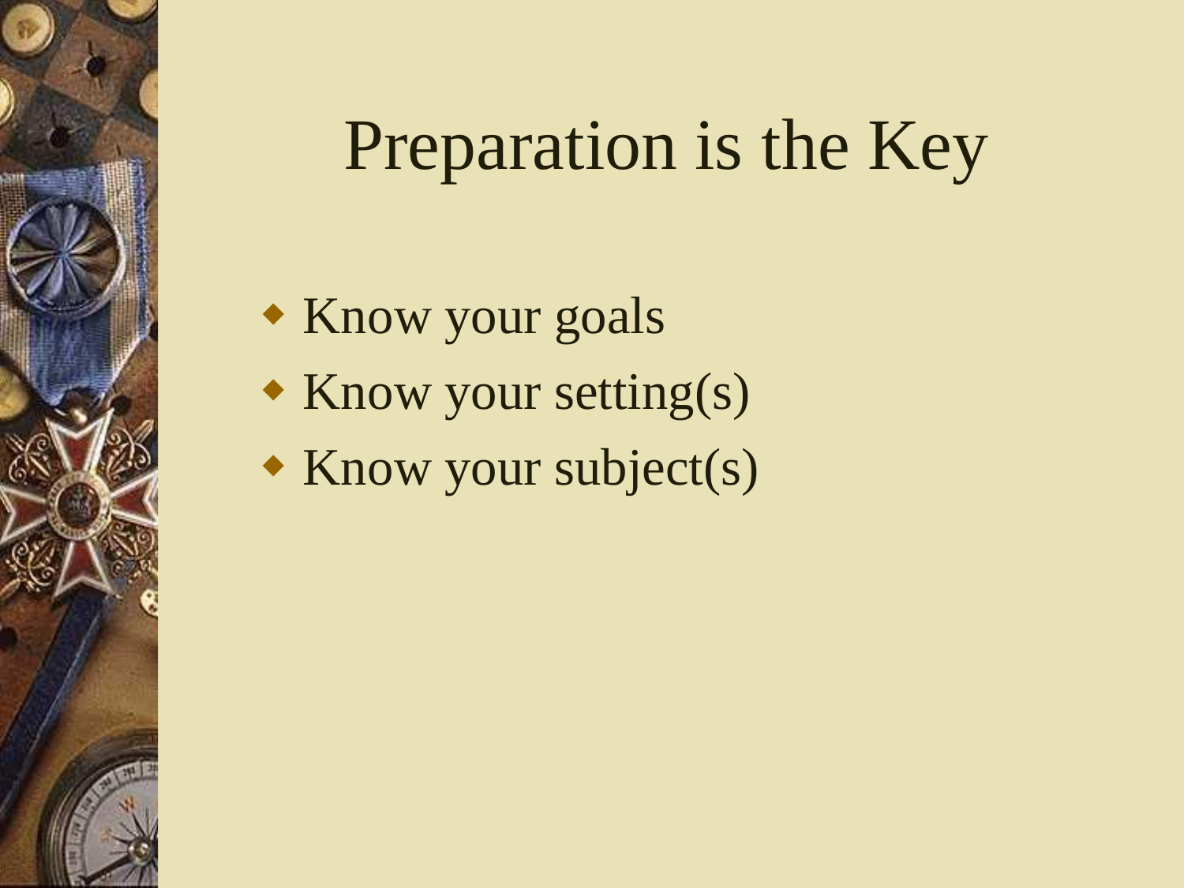# Preparation is the Key

- Know your goals
- Know your setting(s)
- Know your subject(s)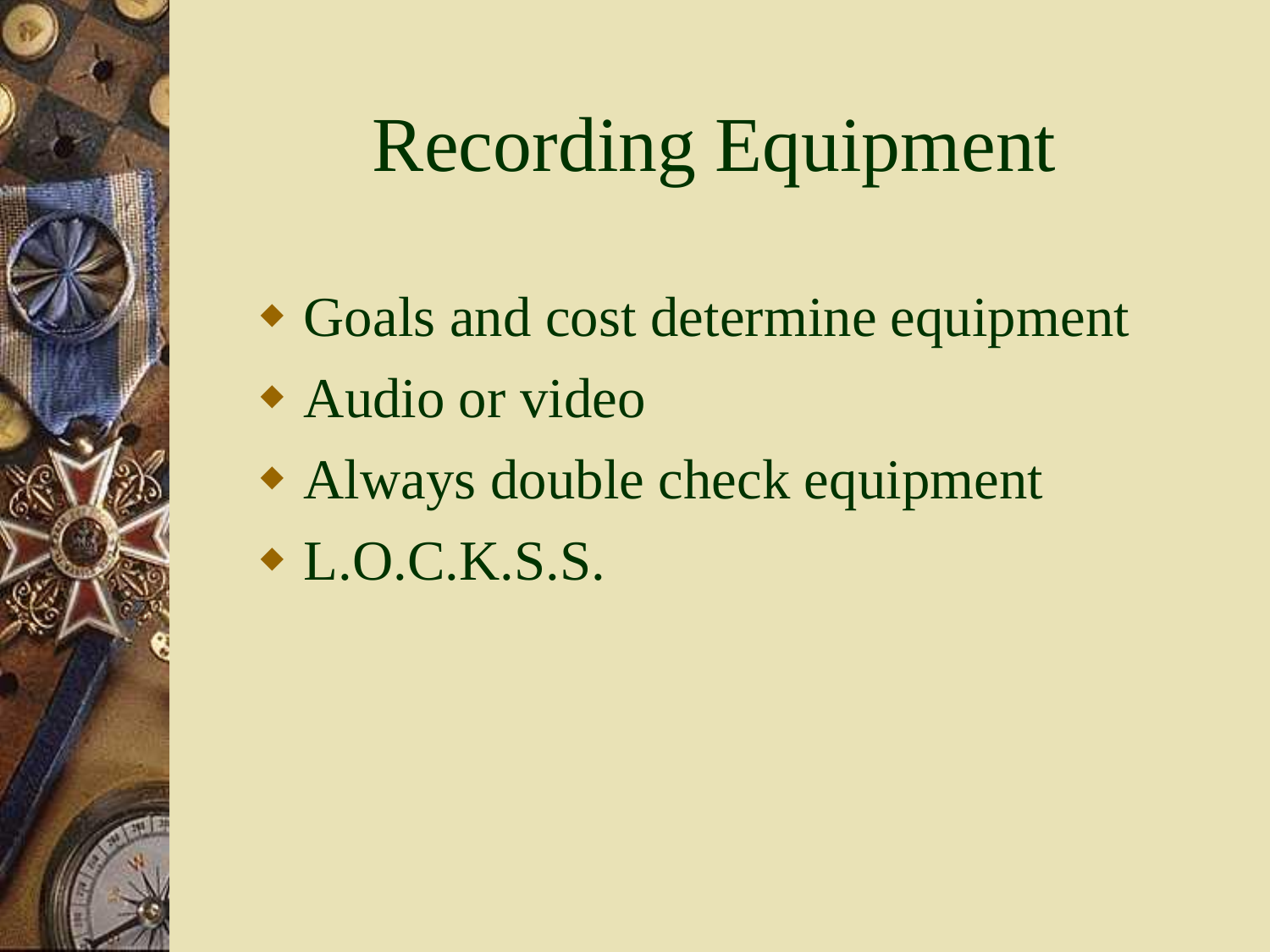# Recording Equipment

- Goals and cost determine equipment
- Audio or video
- Always double check equipment
- L.O.C.K.S.S.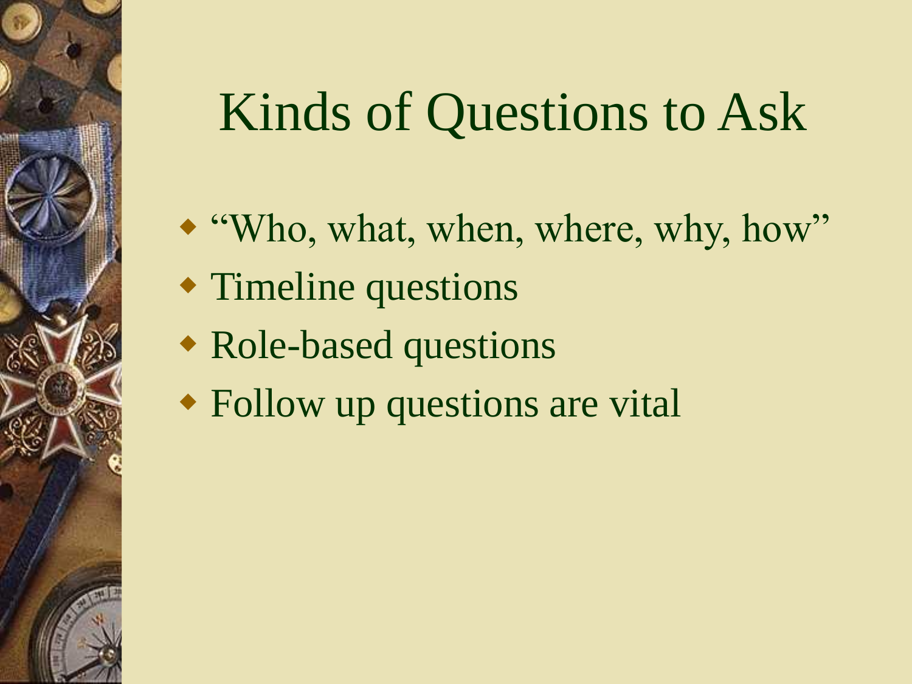# Kinds of Questions to Ask

- “Who, what, when, where, why, how”
- Timeline questions
- Role-based questions
- Follow up questions are vital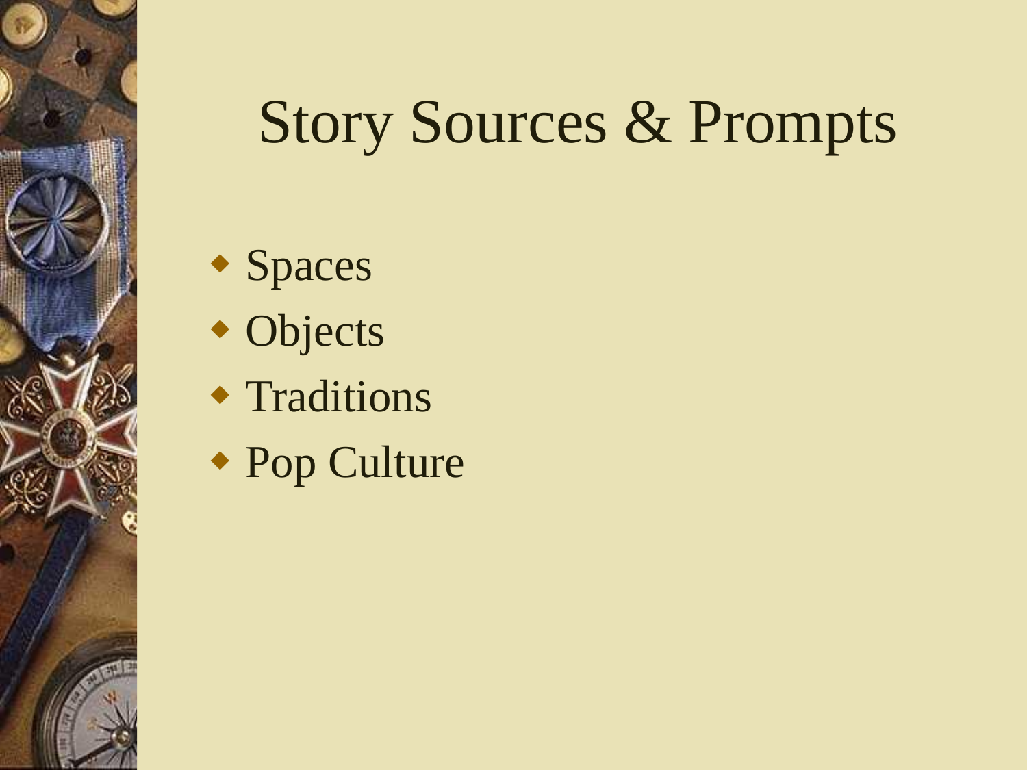# Story Sources & Prompts

- Spaces
- Objects
- Traditions
- Pop Culture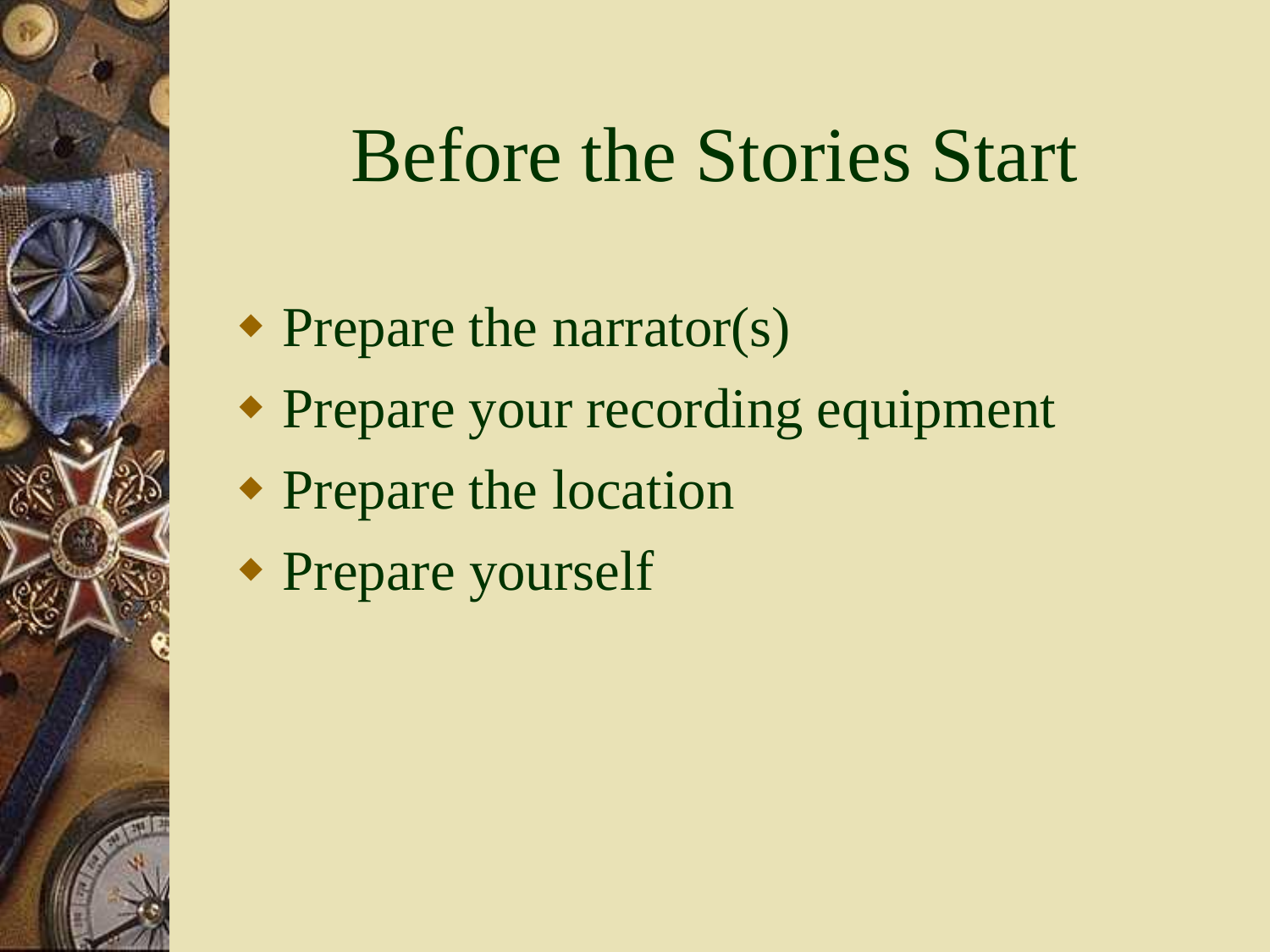# Before the Stories Start

- Prepare the narrator(s)
- Prepare your recording equipment
- Prepare the location
- Prepare yourself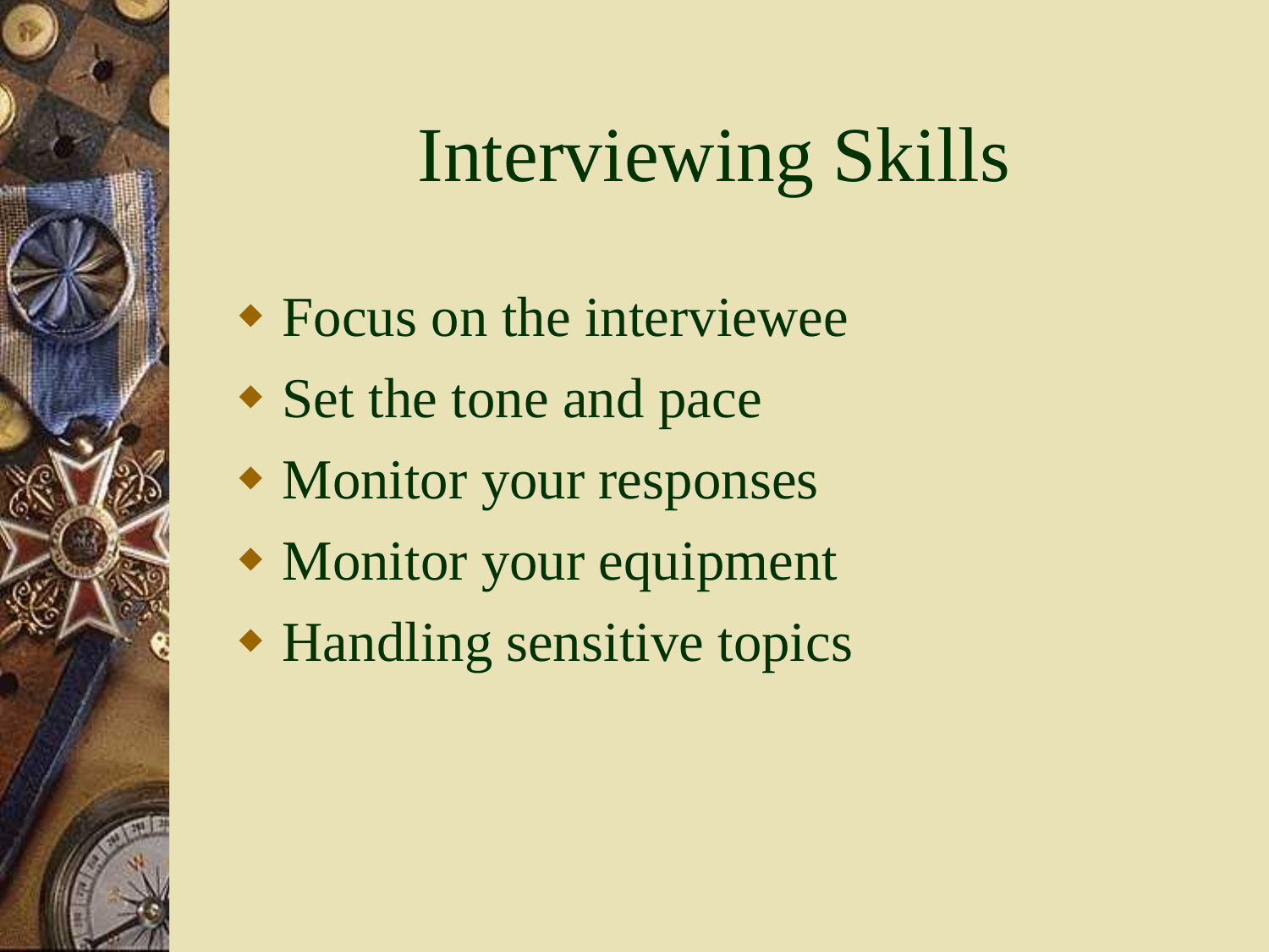# Interviewing Skills

- Focus on the interviewee
- Set the tone and pace
- Monitor your responses
- Monitor your equipment
- Handling sensitive topics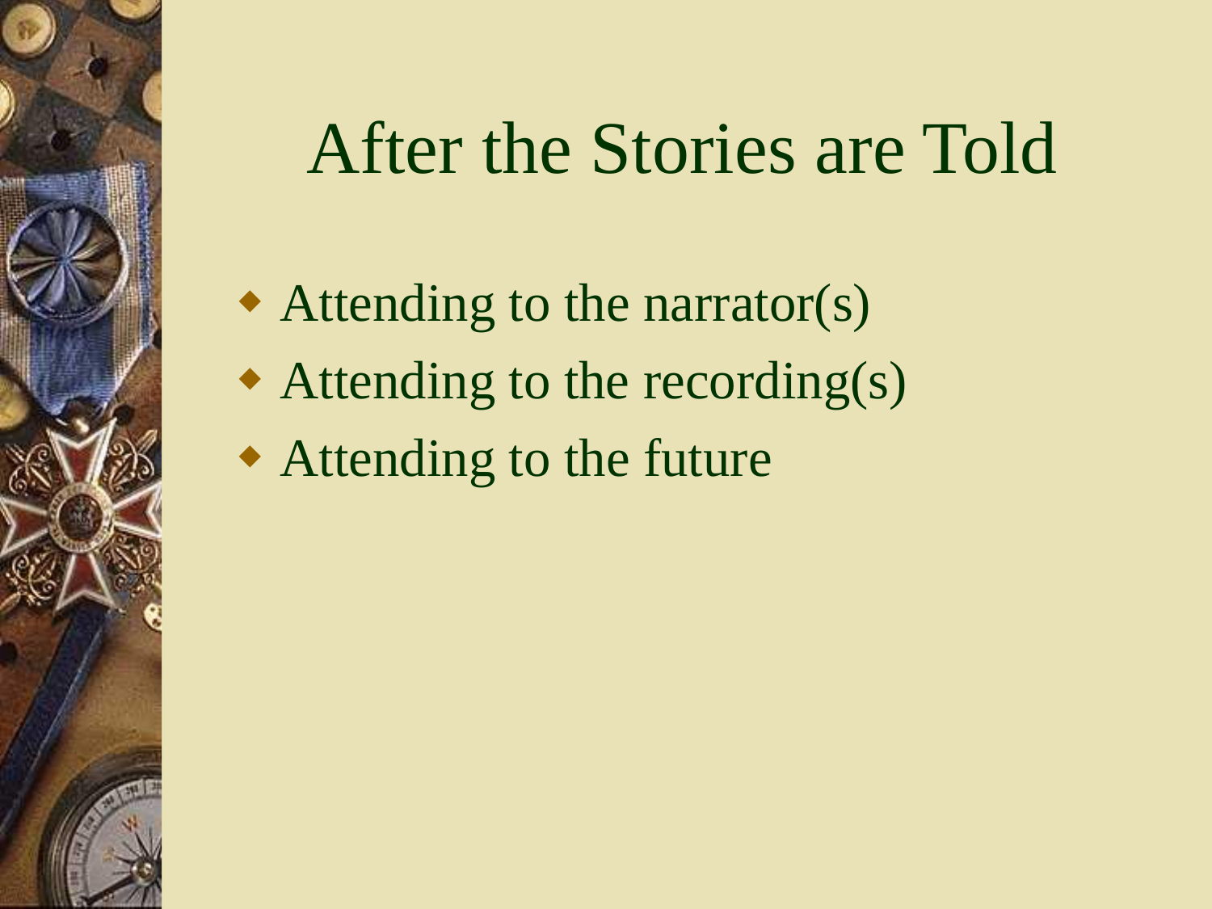# After the Stories are Told

- Attending to the narrator(s)
- Attending to the recording(s)
- Attending to the future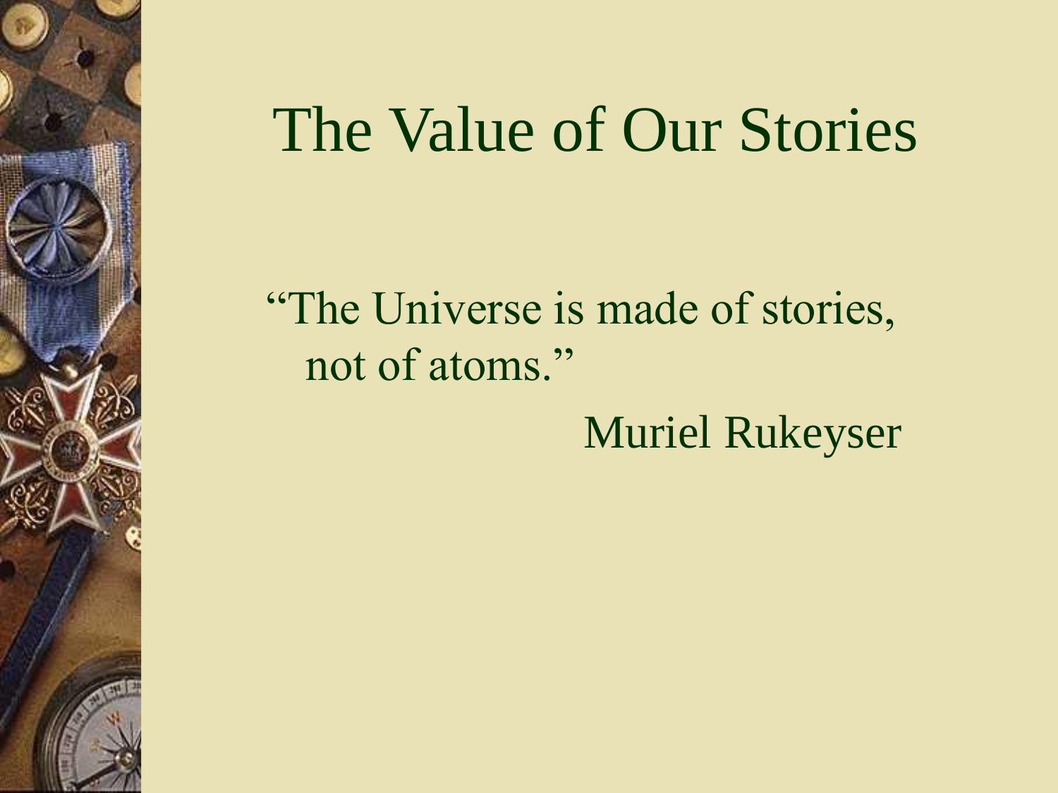# The Value of Our Stories

"The Universe is made of stories, not of atoms."

Muriel Rukeyser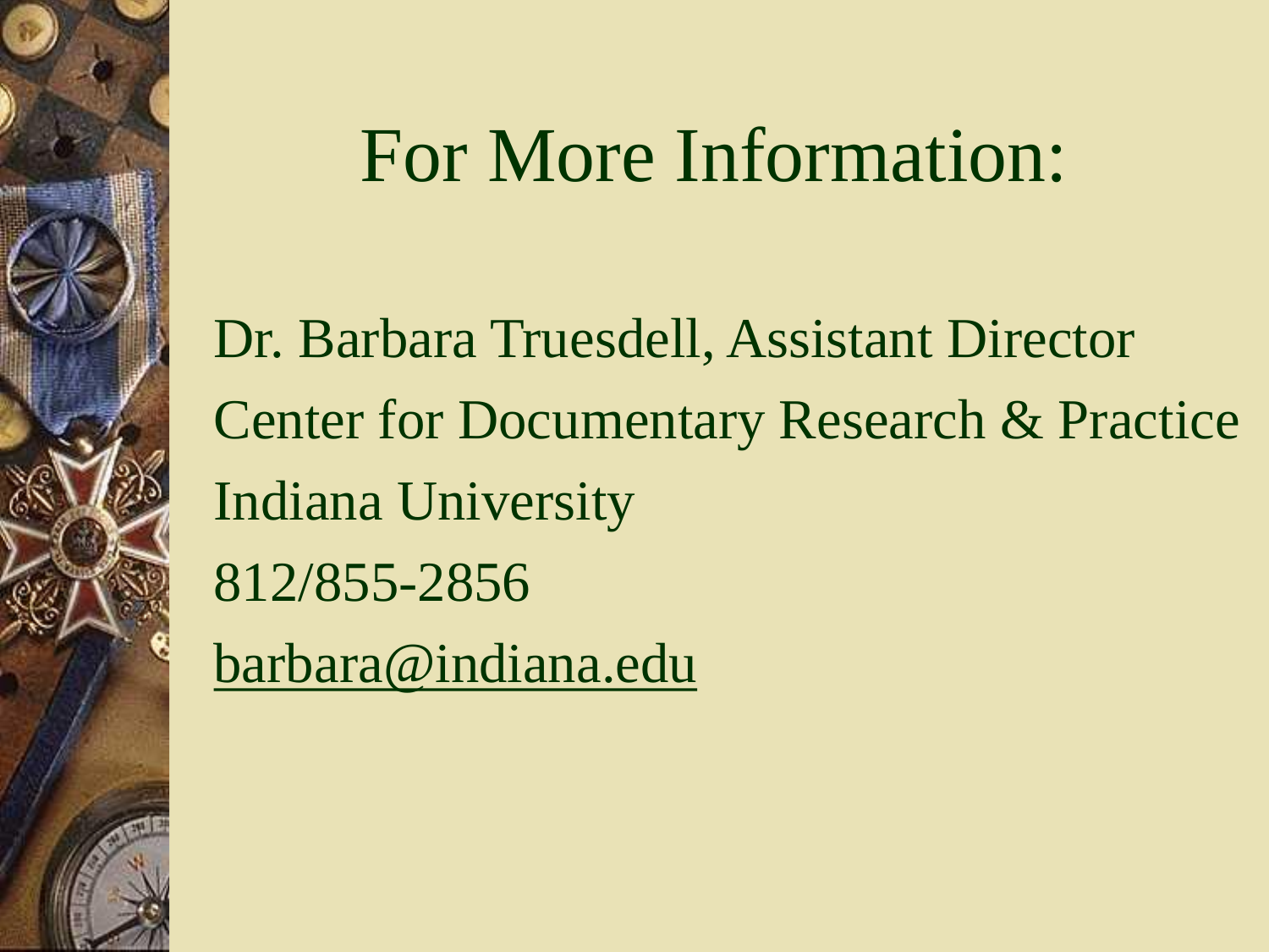# For More Information:

Dr. Barbara Truesdell, Assistant Director

Center for Documentary Research & Practice

Indiana University

812/855-2856

barbara@indiana.edu